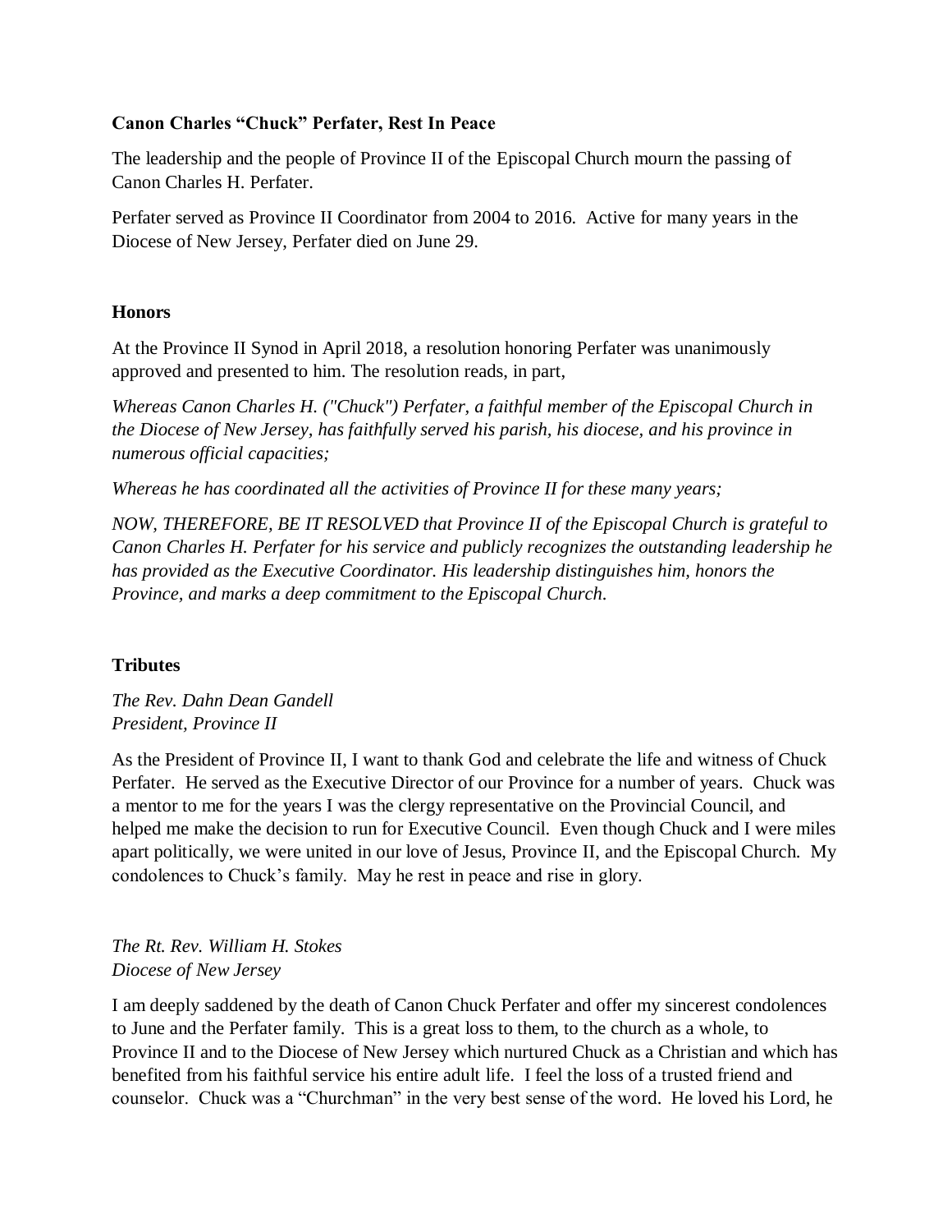**Canon Charles "Chuck" Perfater, Rest In Peace**

The leadership and the people of Province II of the Episcopal Church mourn the passing of Canon Charles H. Perfater.

Perfater served as Province II Coordinator from 2004 to 2016. Active for many years in the Diocese of New Jersey, Perfater died on June 29.

## Honors

At the Province II Synod in April 2018, a resolution honoring Perfater was unanimously approved and presented to him. The resolution reads, in part,

*Whereas Canon Charles H. ("Chuck") Perfater, a faithful member of the Episcopal Church in the Diocese of New Jersey, has faithfully served his parish, his diocese, and his province in numerous official capacities;*

*Whereas he has coordinated all the activities of Province II for these many years;*

*NOW, THEREFORE, BE IT RESOLVED that Province II of the Episcopal Church is grateful to Canon Charles H. Perfater for his service and publicly recognizes the outstanding leadership he has provided as the Executive Coordinator. His leadership distinguishes him, honors the Province, and marks a deep commitment to the Episcopal Church.*

## Tributes

*The Rev. Dahn Dean Gandell*
*President, Province II*

As the President of Province II, I want to thank God and celebrate the life and witness of Chuck Perfater. He served as the Executive Director of our Province for a number of years. Chuck was a mentor to me for the years I was the clergy representative on the Provincial Council, and helped me make the decision to run for Executive Council. Even though Chuck and I were miles apart politically, we were united in our love of Jesus, Province II, and the Episcopal Church. My condolences to Chuck's family. May he rest in peace and rise in glory.

*The Rt. Rev. William H. Stokes*
*Diocese of New Jersey*

I am deeply saddened by the death of Canon Chuck Perfater and offer my sincerest condolences to June and the Perfater family. This is a great loss to them, to the church as a whole, to Province II and to the Diocese of New Jersey which nurtured Chuck as a Christian and which has benefited from his faithful service his entire adult life. I feel the loss of a trusted friend and counselor. Chuck was a "Churchman" in the very best sense of the word. He loved his Lord, he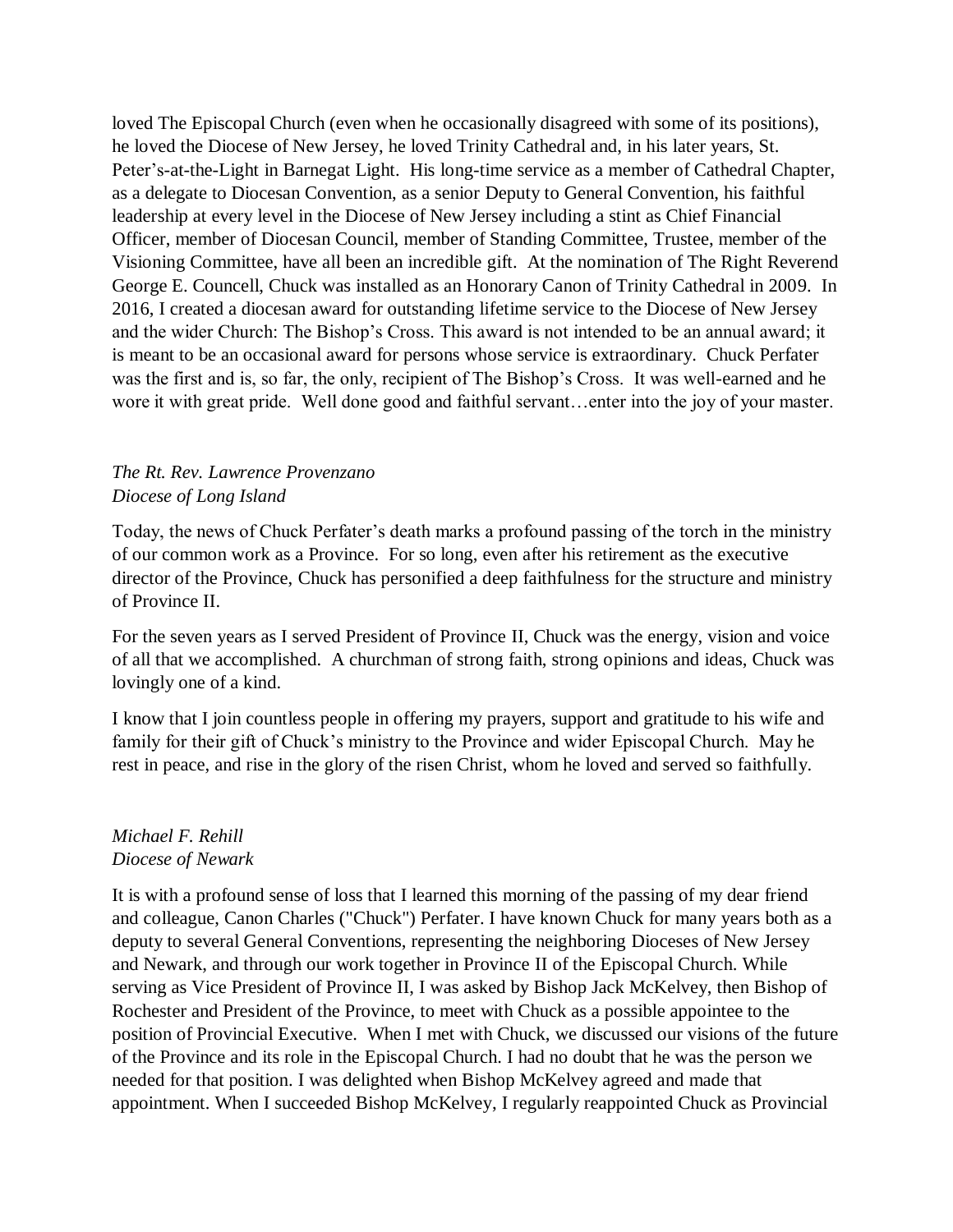loved The Episcopal Church (even when he occasionally disagreed with some of its positions), he loved the Diocese of New Jersey, he loved Trinity Cathedral and, in his later years, St. Peter's-at-the-Light in Barnegat Light. His long-time service as a member of Cathedral Chapter, as a delegate to Diocesan Convention, as a senior Deputy to General Convention, his faithful leadership at every level in the Diocese of New Jersey including a stint as Chief Financial Officer, member of Diocesan Council, member of Standing Committee, Trustee, member of the Visioning Committee, have all been an incredible gift. At the nomination of The Right Reverend George E. Councell, Chuck was installed as an Honorary Canon of Trinity Cathedral in 2009. In 2016, I created a diocesan award for outstanding lifetime service to the Diocese of New Jersey and the wider Church: The Bishop's Cross. This award is not intended to be an annual award; it is meant to be an occasional award for persons whose service is extraordinary. Chuck Perfater was the first and is, so far, the only, recipient of The Bishop's Cross. It was well-earned and he wore it with great pride. Well done good and faithful servant…enter into the joy of your master.

*The Rt. Rev. Lawrence Provenzano*
*Diocese of Long Island*

Today, the news of Chuck Perfater's death marks a profound passing of the torch in the ministry of our common work as a Province. For so long, even after his retirement as the executive director of the Province, Chuck has personified a deep faithfulness for the structure and ministry of Province II.

For the seven years as I served President of Province II, Chuck was the energy, vision and voice of all that we accomplished. A churchman of strong faith, strong opinions and ideas, Chuck was lovingly one of a kind.

I know that I join countless people in offering my prayers, support and gratitude to his wife and family for their gift of Chuck's ministry to the Province and wider Episcopal Church. May he rest in peace, and rise in the glory of the risen Christ, whom he loved and served so faithfully.

*Michael F. Rehill*
*Diocese of Newark*

It is with a profound sense of loss that I learned this morning of the passing of my dear friend and colleague, Canon Charles ("Chuck") Perfater. I have known Chuck for many years both as a deputy to several General Conventions, representing the neighboring Dioceses of New Jersey and Newark, and through our work together in Province II of the Episcopal Church. While serving as Vice President of Province II, I was asked by Bishop Jack McKelvey, then Bishop of Rochester and President of the Province, to meet with Chuck as a possible appointee to the position of Provincial Executive. When I met with Chuck, we discussed our visions of the future of the Province and its role in the Episcopal Church. I had no doubt that he was the person we needed for that position. I was delighted when Bishop McKelvey agreed and made that appointment. When I succeeded Bishop McKelvey, I regularly reappointed Chuck as Provincial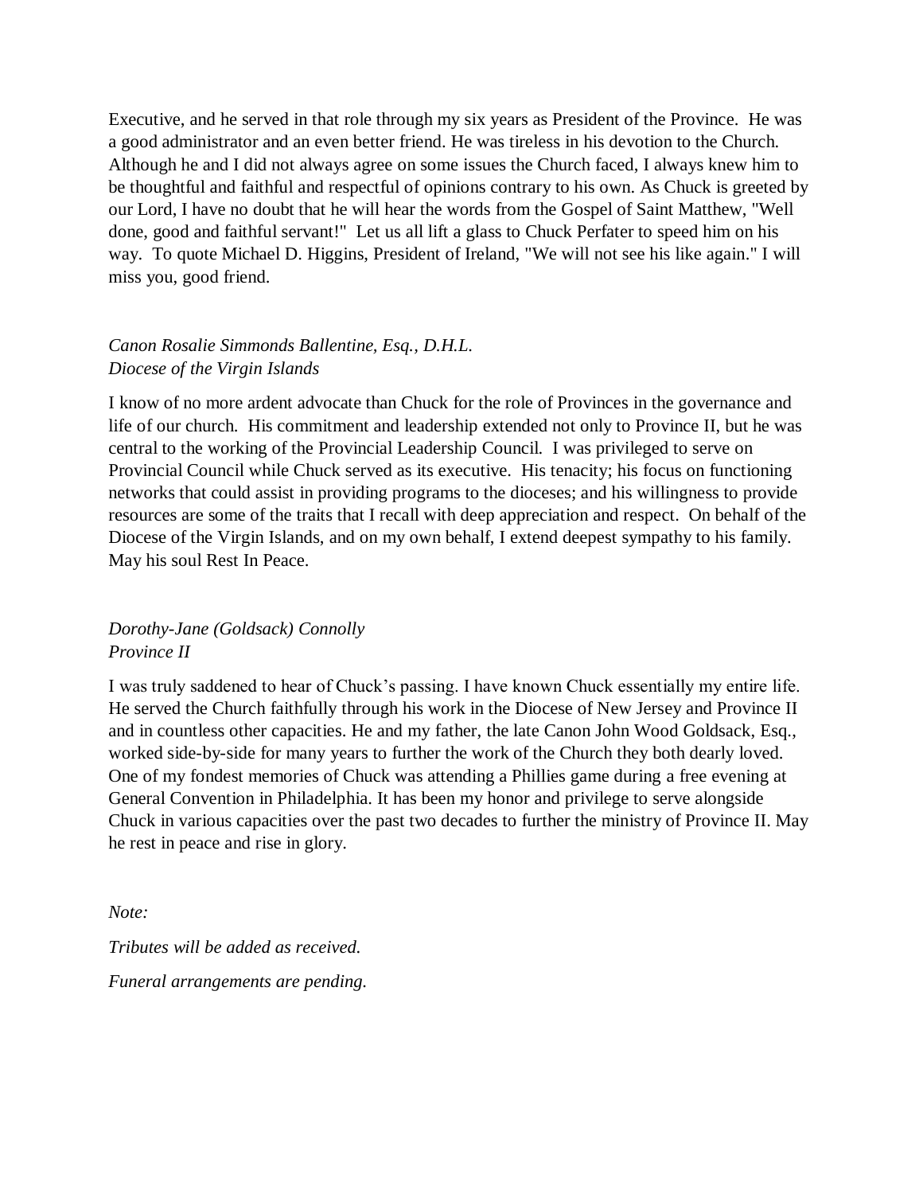Executive, and he served in that role through my six years as President of the Province. He was a good administrator and an even better friend. He was tireless in his devotion to the Church. Although he and I did not always agree on some issues the Church faced, I always knew him to be thoughtful and faithful and respectful of opinions contrary to his own. As Chuck is greeted by our Lord, I have no doubt that he will hear the words from the Gospel of Saint Matthew, "Well done, good and faithful servant!" Let us all lift a glass to Chuck Perfater to speed him on his way. To quote Michael D. Higgins, President of Ireland, "We will not see his like again." I will miss you, good friend.

*Canon Rosalie Simmonds Ballentine, Esq., D.H.L.*
*Diocese of the Virgin Islands*

I know of no more ardent advocate than Chuck for the role of Provinces in the governance and life of our church. His commitment and leadership extended not only to Province II, but he was central to the working of the Provincial Leadership Council. I was privileged to serve on Provincial Council while Chuck served as its executive. His tenacity; his focus on functioning networks that could assist in providing programs to the dioceses; and his willingness to provide resources are some of the traits that I recall with deep appreciation and respect. On behalf of the Diocese of the Virgin Islands, and on my own behalf, I extend deepest sympathy to his family. May his soul Rest In Peace.

*Dorothy-Jane (Goldsack) Connolly*
*Province II*

I was truly saddened to hear of Chuck's passing. I have known Chuck essentially my entire life. He served the Church faithfully through his work in the Diocese of New Jersey and Province II and in countless other capacities. He and my father, the late Canon John Wood Goldsack, Esq., worked side-by-side for many years to further the work of the Church they both dearly loved. One of my fondest memories of Chuck was attending a Phillies game during a free evening at General Convention in Philadelphia. It has been my honor and privilege to serve alongside Chuck in various capacities over the past two decades to further the ministry of Province II. May he rest in peace and rise in glory.

*Note:*

*Tributes will be added as received.*

*Funeral arrangements are pending.*